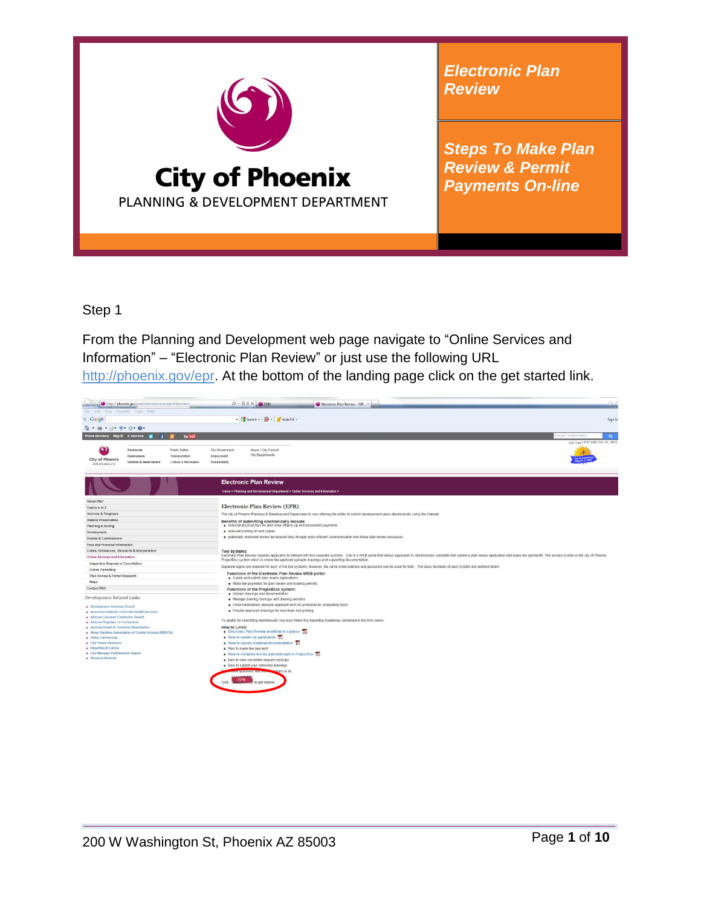City of Phoenix

PLANNING & DEVELOPMENT DEPARTMENT

# Electronic Plan Review

## Steps To Make Plan Review & Permit Payments On-line

Step 1

From the Planning and Development web page navigate to “Online Services and Information” – “Electronic Plan Review” or just use the following URL http://phoenix.gov/epr. At the bottom of the landing page click on the get started link.

200 W Washington St, Phoenix AZ 85003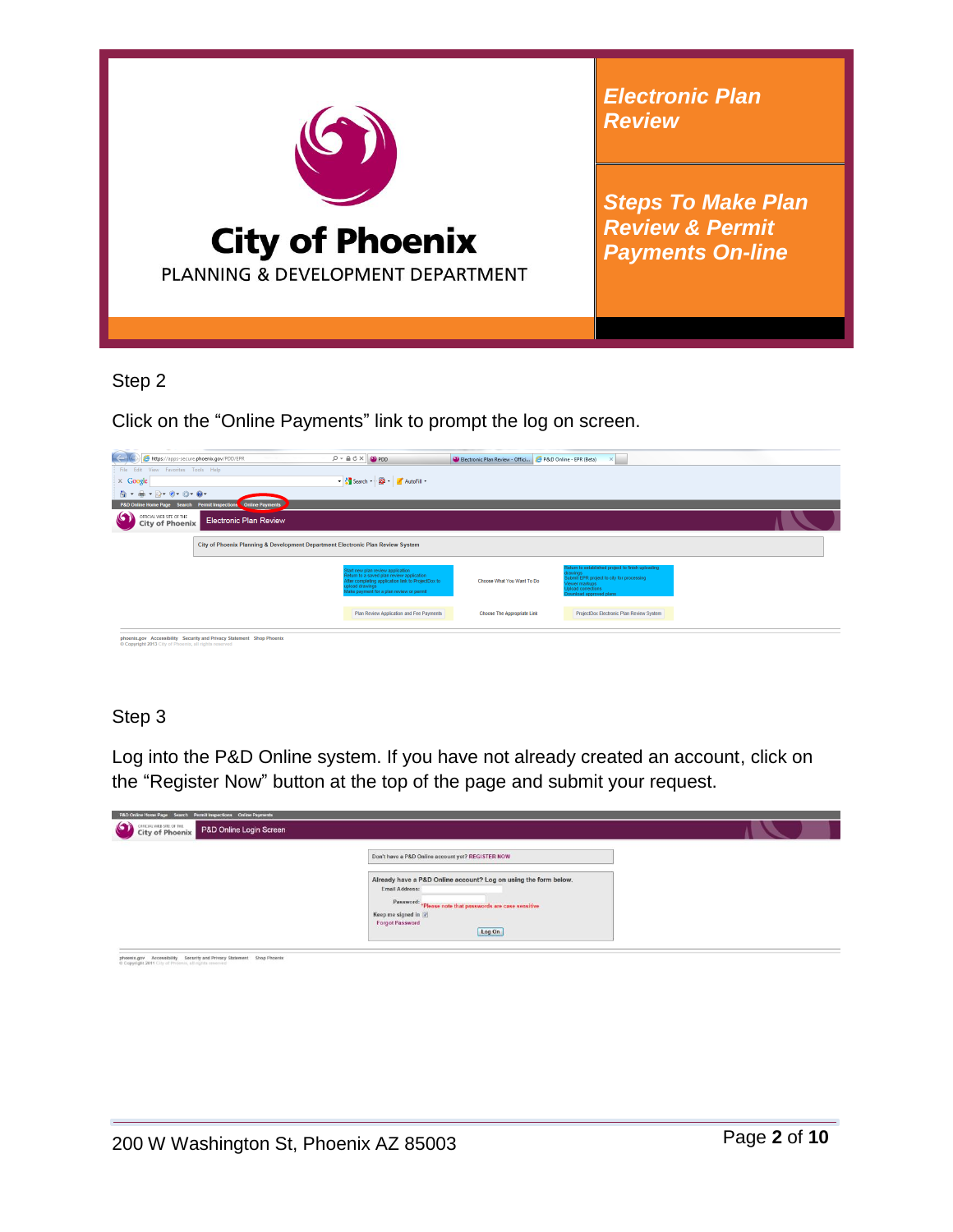City of Phoenix
PLANNING & DEVELOPMENT DEPARTMENT

***Electronic Plan Review***

***Steps To Make Plan Review & Permit Payments On-line***

Step 2

Click on the “Online Payments” link to prompt the log on screen.

Step 3

Log into the P&D Online system. If you have not already created an account, click on the “Register Now” button at the top of the page and submit your request.

200 W Washington St, Phoenix AZ 85003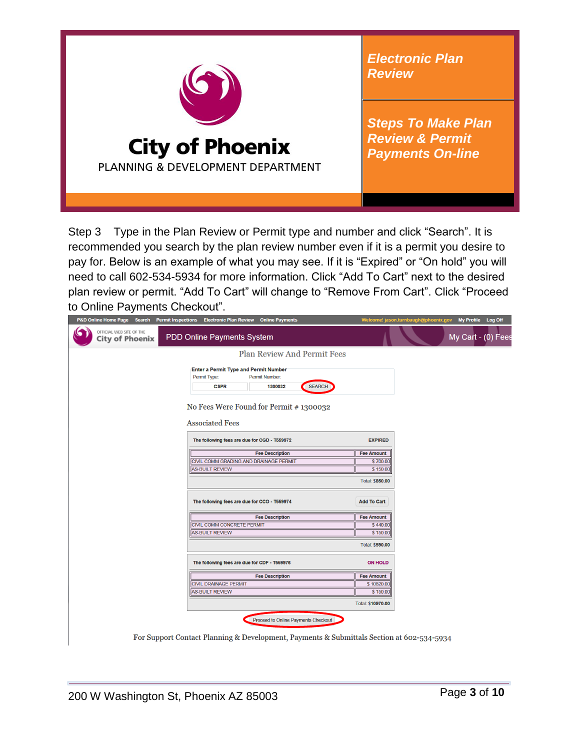City of Phoenix
PLANNING & DEVELOPMENT DEPARTMENT

***Electronic Plan Review***

***Steps To Make Plan Review & Permit Payments On-line***

Step 3 Type in the Plan Review or Permit type and number and click "Search". It is recommended you search by the plan review number even if it is a permit you desire to pay for. Below is an example of what you may see. If it is "Expired" or "On hold" you will need to call 602-534-5934 for more information. Click "Add To Cart" next to the desired plan review or permit. "Add To Cart" will change to "Remove From Cart". Click "Proceed to Online Payments Checkout".

P&D Online Home Page | Search | Permit Inspections | Electronic Plan Review | Online Payments | Welcome! jason.turnbaugh@phoenix.gov | My Profile | Log Off

OFFICIAL WEB SITE OF THE City of Phoenix | PDD Online Payments System | My Cart - (0) Fees

Plan Review And Permit Fees

Enter a Permit Type and Permit Number
Permit Type: CSPR Permit Number: 1300032 SEARCH

No Fees Were Found for Permit # 1300032

Associated Fees

The following fees are due for CGD - T559972 — EXPIRED

| Fee Description | Fee Amount |
|---|---|
| CIVIL COMM GRADING AND DRAINAGE PERMIT | $ 700.00 |
| AS-BUILT REVIEW | $ 150.00 |

Total: $850.00

The following fees are due for CCO - T559974 — Add To Cart

| Fee Description | Fee Amount |
|---|---|
| CIVIL COMM CONCRETE PERMIT | $ 440.00 |
| AS-BUILT REVIEW | $ 150.00 |

Total: $590.00

The following fees are due for CDF - T559976 — ON HOLD

| Fee Description | Fee Amount |
|---|---|
| CIVIL DRAINAGE PERMIT | $ 10820.00 |
| AS-BUILT REVIEW | $ 150.00 |

Total: $10970.00

Proceed to Online Payments Checkout

For Support Contact Planning & Development, Payments & Submittals Section at 602-534-5934

200 W Washington St, Phoenix AZ 85003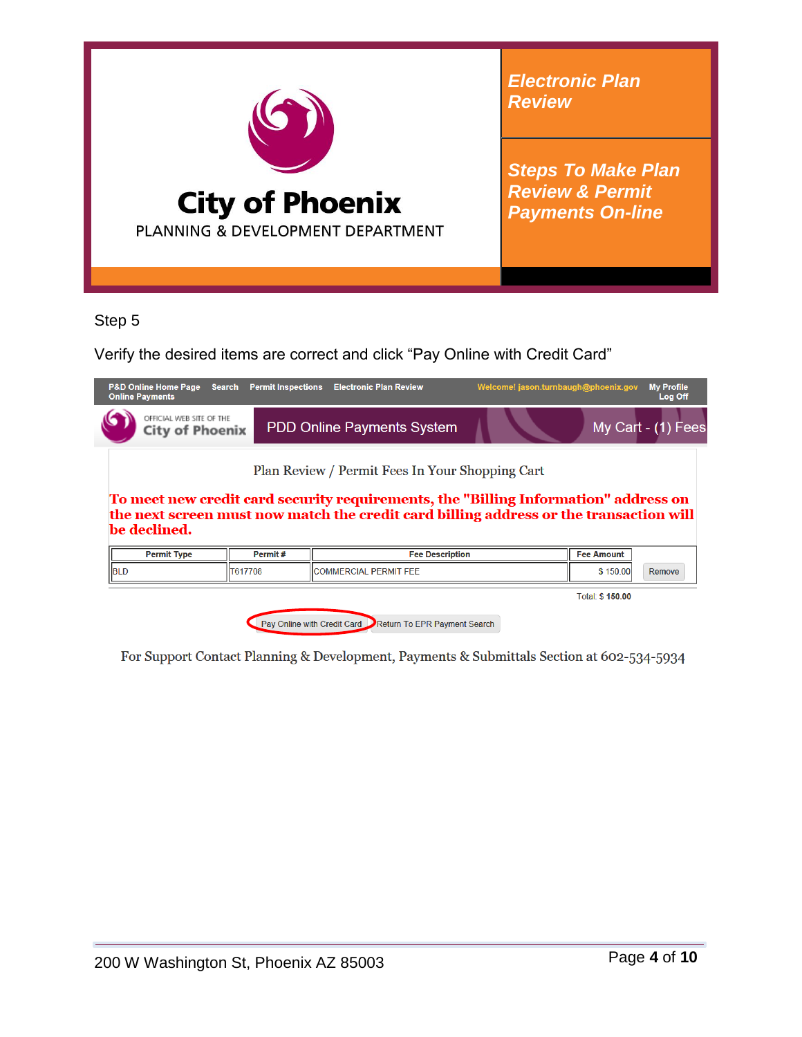City of Phoenix
PLANNING & DEVELOPMENT DEPARTMENT

***Electronic Plan Review***

***Steps To Make Plan Review & Permit Payments On-line***

Step 5

Verify the desired items are correct and click “Pay Online with Credit Card”

P&D Online Home Page | Search | Permit Inspections | Electronic Plan Review | Online Payments | Welcome! jason.turnbaugh@phoenix.gov | My Profile | Log Off

OFFICIAL WEB SITE OF THE City of Phoenix

PDD Online Payments System | My Cart - (1) Fees

Plan Review / Permit Fees In Your Shopping Cart

**To meet new credit card security requirements, the "Billing Information" address on the next screen must now match the credit card billing address or the transaction will be declined.**

| Permit Type | Permit # | Fee Description | Fee Amount | |
|---|---|---|---|---|
| BLD | T617706 | COMMERCIAL PERMIT FEE | $ 150.00 | Remove |

Total: $ **150.00**

Pay Online with Credit Card | Return To EPR Payment Search

For Support Contact Planning & Development, Payments & Submittals Section at 602-534-5934

200 W Washington St, Phoenix AZ 85003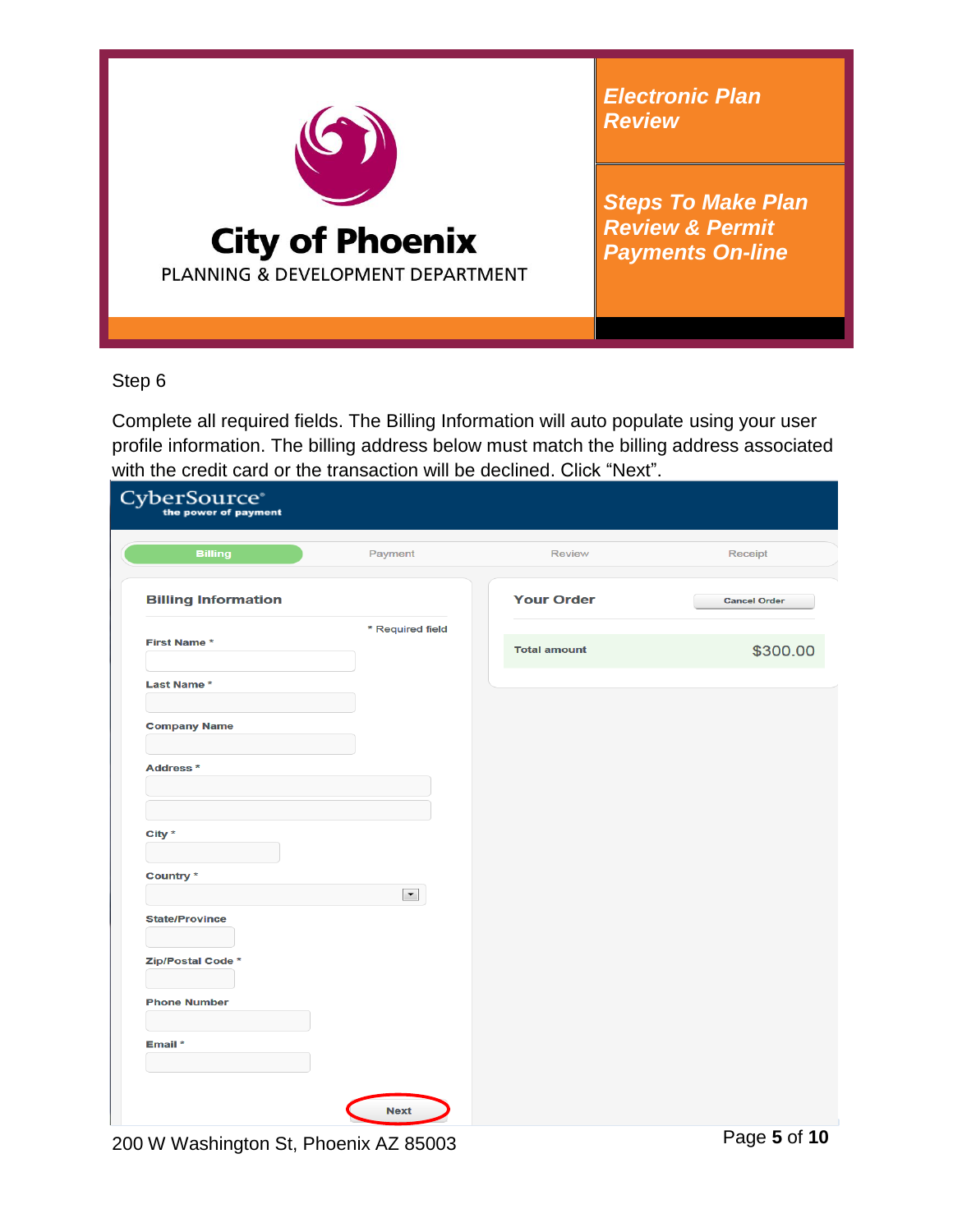City of Phoenix
PLANNING & DEVELOPMENT DEPARTMENT

***Electronic Plan Review***

***Steps To Make Plan Review & Permit Payments On-line***

Step 6

Complete all required fields. The Billing Information will auto populate using your user profile information. The billing address below must match the billing address associated with the credit card or the transaction will be declined. Click “Next”.

CyberSource®
the power of payment

Billing | Payment | Review | Receipt

**Billing Information**

\* Required field

First Name *

Last Name *

Company Name

Address *

City *

Country *

State/Province

Zip/Postal Code *

Phone Number

Email *

Next

**Your Order**

Cancel Order

Total amount $300.00

200 W Washington St, Phoenix AZ 85003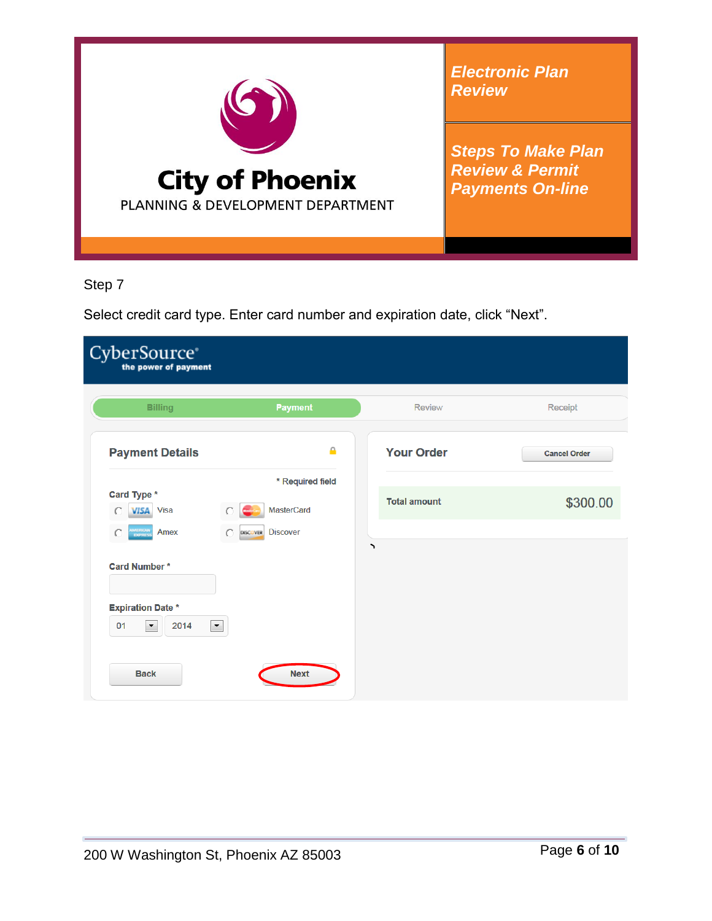Step 7

Select credit card type. Enter card number and expiration date, click “Next”.

CyberSource
the power of payment

Billing | Payment | Review | Receipt

**Payment Details**

\* Required field

Card Type *

Visa
MasterCard
Amex
Discover

Card Number *

Expiration Date *

01 2014

Back

Next

**Your Order**

Cancel Order

Total amount $300.00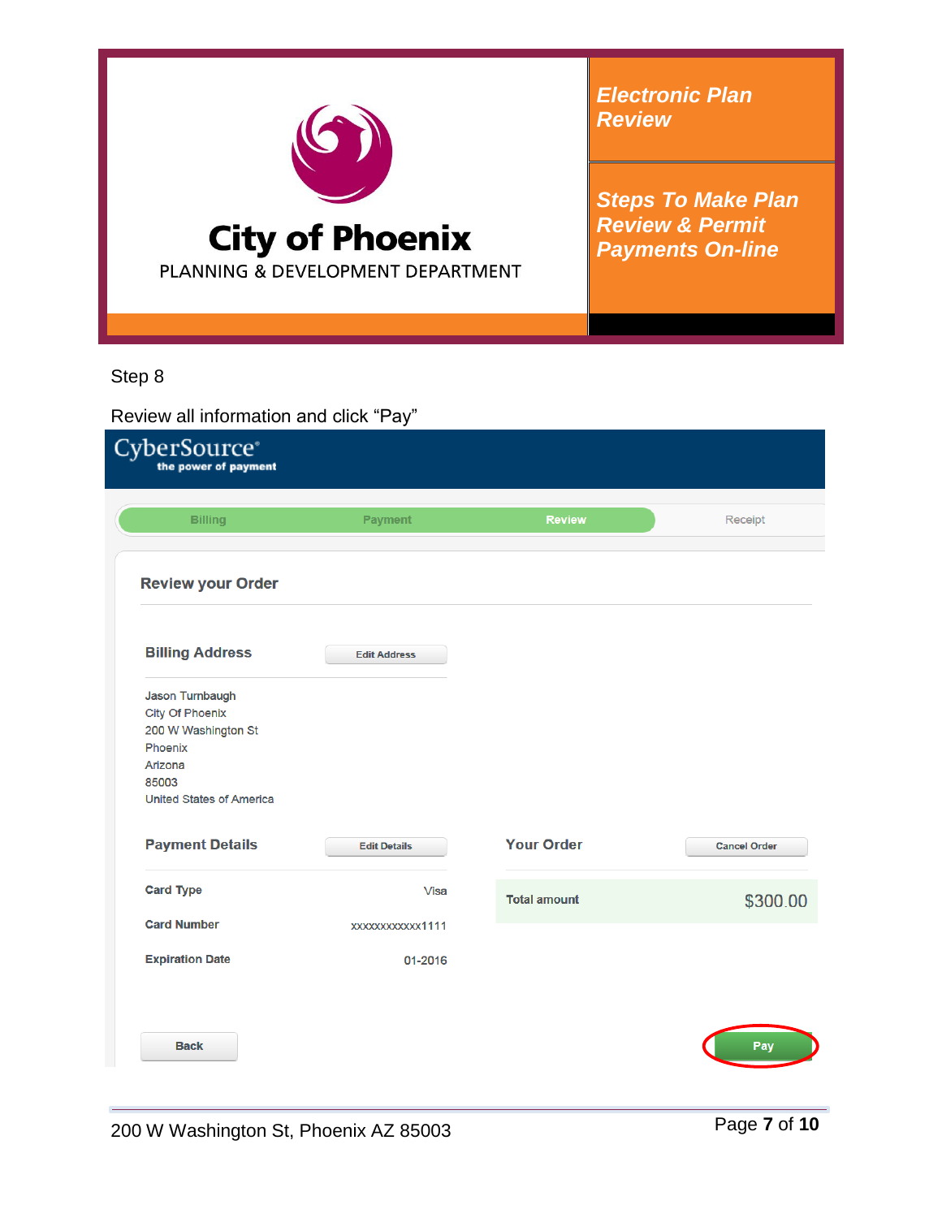City of Phoenix

PLANNING & DEVELOPMENT DEPARTMENT

*Electronic Plan Review*

*Steps To Make Plan Review & Permit Payments On-line*

Step 8

Review all information and click “Pay”

CyberSource®
the power of payment

Billing | Payment | Review | Receipt

## Review your Order

### Billing Address

Edit Address

Jason Turnbaugh
City Of Phoenix
200 W Washington St
Phoenix
Arizona
85003
United States of America

### Payment Details

Edit Details

| | |
|---|---|
| Card Type | Visa |
| Card Number | xxxxxxxxxxxx1111 |
| Expiration Date | 01-2016 |

### Your Order

Cancel Order

| | |
|---|---|
| Total amount | $300.00 |

Back

Pay

200 W Washington St, Phoenix AZ 85003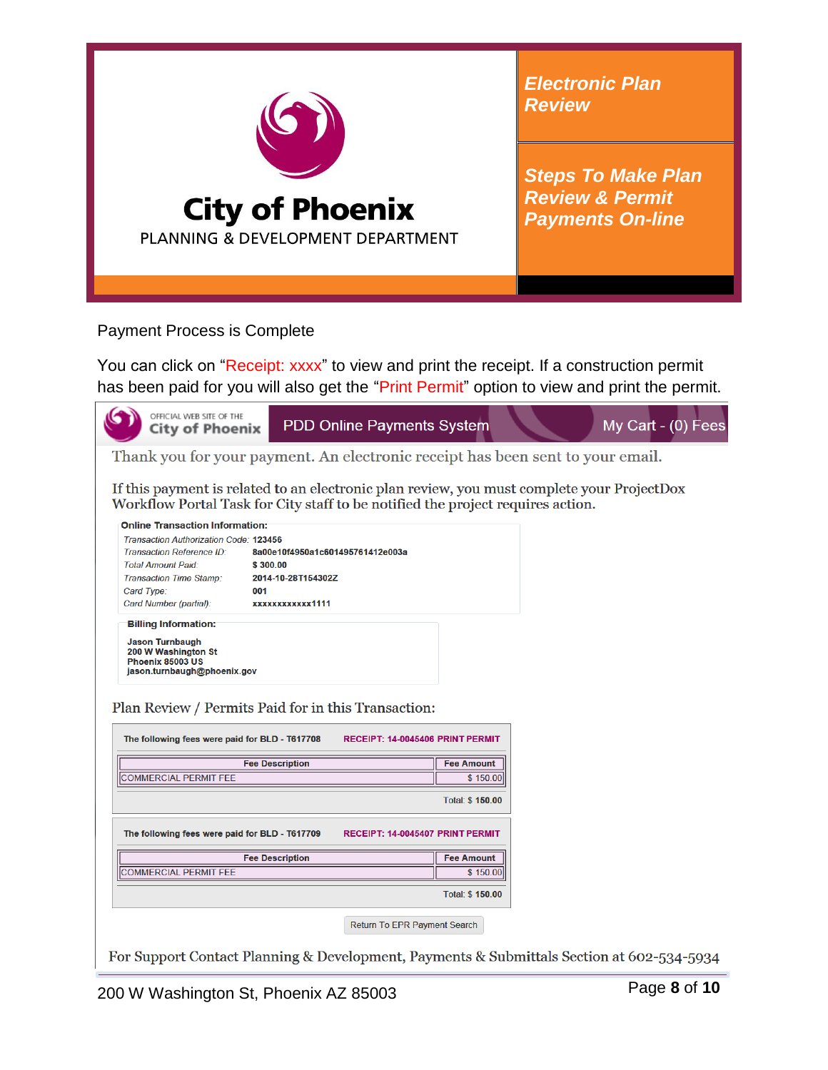# City of Phoenix

PLANNING & DEVELOPMENT DEPARTMENT

***Electronic Plan Review***

***Steps To Make Plan Review & Permit Payments On-line***

Payment Process is Complete

You can click on "Receipt: xxxx" to view and print the receipt. If a construction permit has been paid for you will also get the "Print Permit" option to view and print the permit.

OFFICIAL WEB SITE OF THE City of Phoenix | PDD Online Payments System | My Cart - (0) Fees

Thank you for your payment. An electronic receipt has been sent to your email.

If this payment is related to an electronic plan review, you must complete your ProjectDox Workflow Portal Task for City staff to be notified the project requires action.

**Online Transaction Information:**

| | |
|---|---|
| *Transaction Authorization Code:* | **123456** |
| *Transaction Reference ID:* | **8a00e10f4950a1c601495761412e003a** |
| *Total Amount Paid:* | **$ 300.00** |
| *Transaction Time Stamp:* | **2014-10-28T154302Z** |
| *Card Type:* | **001** |
| *Card Number (partial):* | **xxxxxxxxxxxx1111** |

**Billing Information:**

**Jason Turnbaugh**
**200 W Washington St**
**Phoenix 85003 US**
**jason.turnbaugh@phoenix.gov**

Plan Review / Permits Paid for in this Transaction:

**The following fees were paid for BLD - T617708** **RECEIPT: 14-0045406 PRINT PERMIT**

| Fee Description | Fee Amount |
|---|---|
| COMMERCIAL PERMIT FEE | $ 150.00 |

Total: $ **150.00**

**The following fees were paid for BLD - T617709** **RECEIPT: 14-0045407 PRINT PERMIT**

| Fee Description | Fee Amount |
|---|---|
| COMMERCIAL PERMIT FEE | $ 150.00 |

Total: $ **150.00**

Return To EPR Payment Search

For Support Contact Planning & Development, Payments & Submittals Section at 602-534-5934

200 W Washington St, Phoenix AZ 85003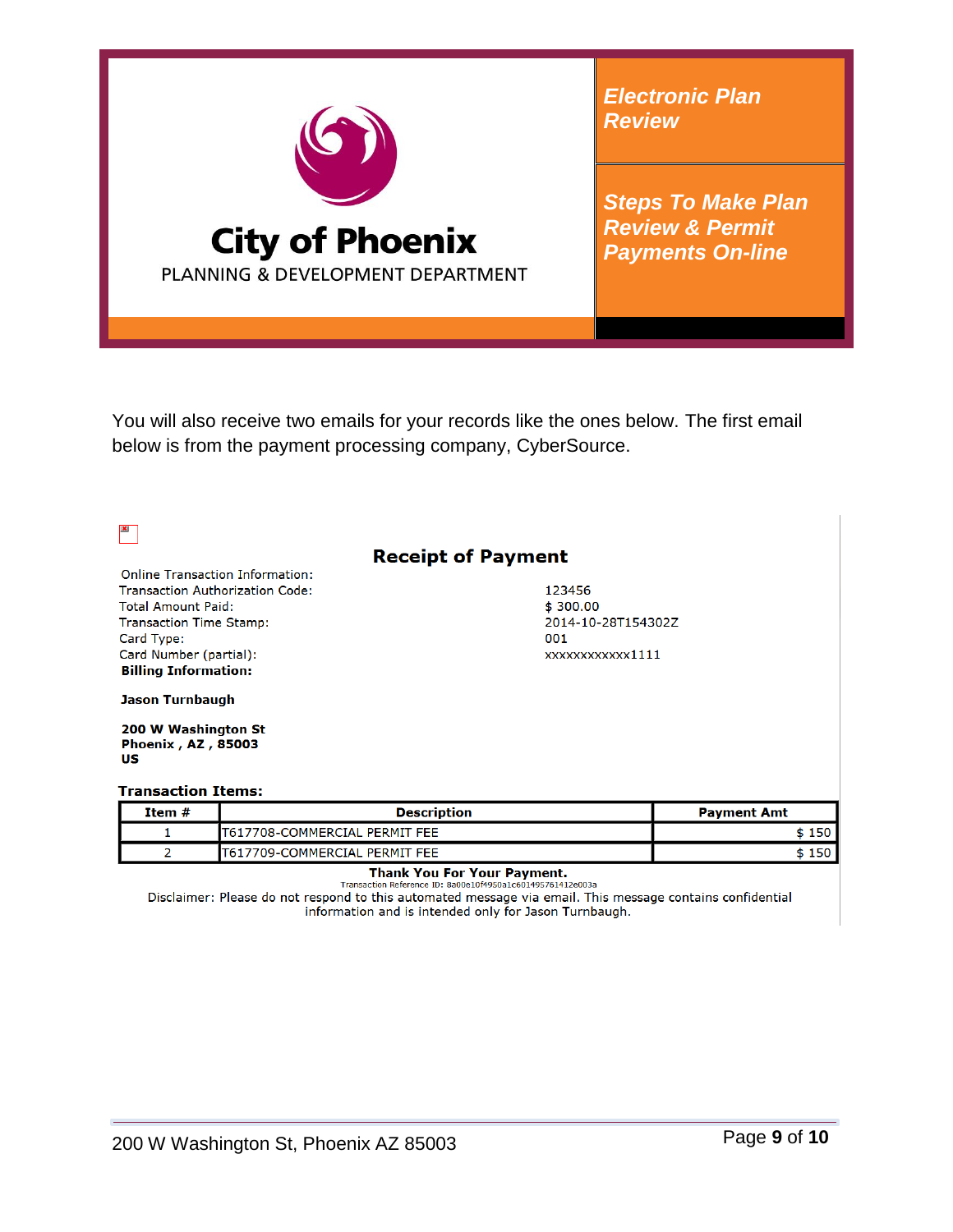You will also receive two emails for your records like the ones below. The first email below is from the payment processing company, CyberSource.

## Receipt of Payment

Online Transaction Information:

| | |
|---|---|
| Transaction Authorization Code: | 123456 |
| Total Amount Paid: | $ 300.00 |
| Transaction Time Stamp: | 2014-10-28T154302Z |
| Card Type: | 001 |
| Card Number (partial): | xxxxxxxxxxxx1111 |

**Billing Information:**

**Jason Turnbaugh**

**200 W Washington St**
**Phoenix , AZ , 85003**
**US**

**Transaction Items:**

| Item # | Description | Payment Amt |
|---|---|---|
| 1 | T617708-COMMERCIAL PERMIT FEE | $ 150 |
| 2 | T617709-COMMERCIAL PERMIT FEE | $ 150 |

**Thank You For Your Payment.**

Transaction Reference ID: 8a00e10f4950a1c601495761412e003a

Disclaimer: Please do not respond to this automated message via email. This message contains confidential information and is intended only for Jason Turnbaugh.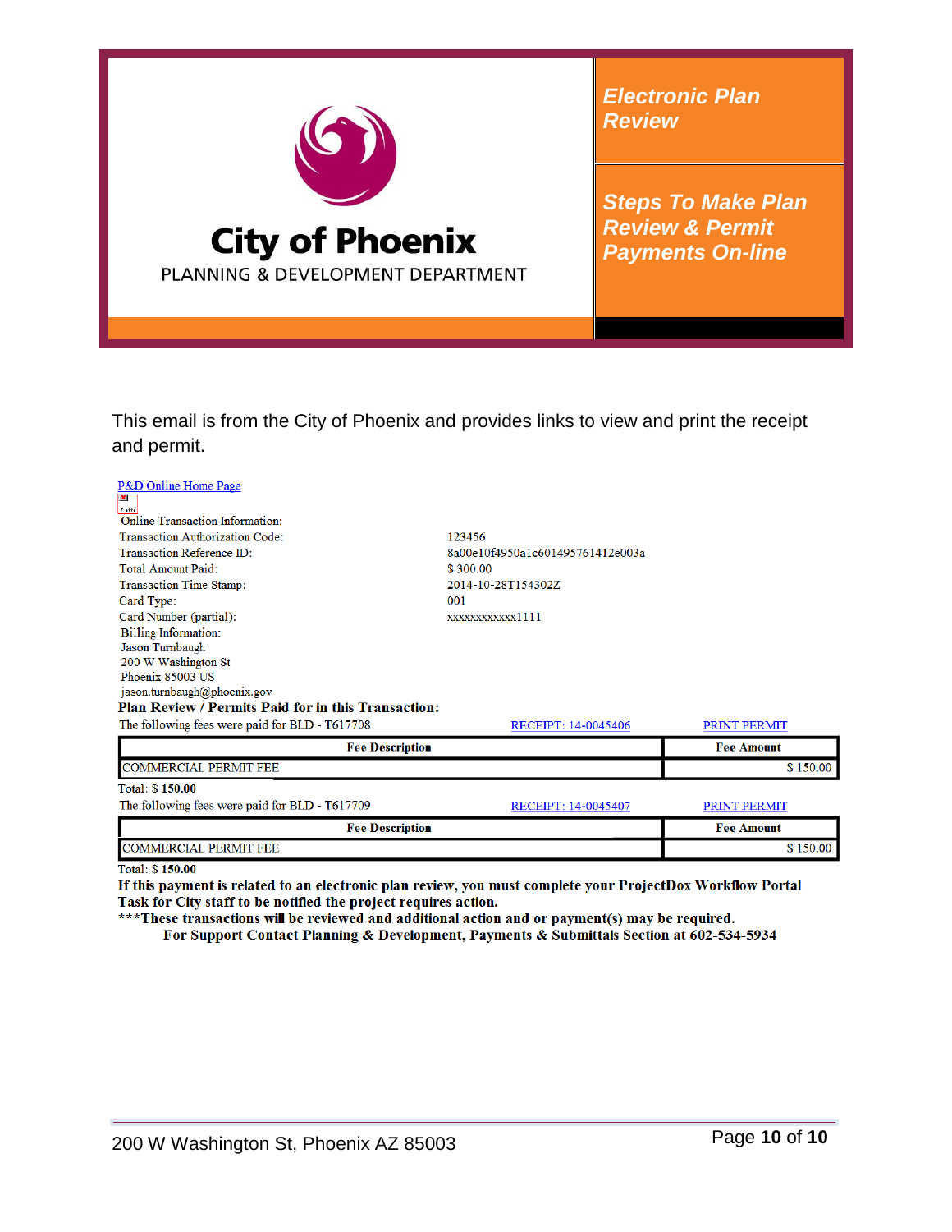City of Phoenix

PLANNING & DEVELOPMENT DEPARTMENT

***Electronic Plan Review***

***Steps To Make Plan Review & Permit Payments On-line***

This email is from the City of Phoenix and provides links to view and print the receipt and permit.

P&D Online Home Page

| | |
|---|---|
| Online Transaction Information: | |
| Transaction Authorization Code: | 123456 |
| Transaction Reference ID: | 8a00e10f4950a1c601495761412e003a |
| Total Amount Paid: | $ 300.00 |
| Transaction Time Stamp: | 2014-10-28T154302Z |
| Card Type: | 001 |
| Card Number (partial): | xxxxxxxxxxxx1111 |

Billing Information:
Jason Turnbaugh
200 W Washington St
Phoenix 85003 US
jason.turnbaugh@phoenix.gov

**Plan Review / Permits Paid for in this Transaction:**

The following fees were paid for BLD - T617708 RECEIPT: 14-0045406 PRINT PERMIT

| Fee Description | Fee Amount |
|---|---|
| COMMERCIAL PERMIT FEE | $ 150.00 |

Total: $ **150.00**

The following fees were paid for BLD - T617709 RECEIPT: 14-0045407 PRINT PERMIT

| Fee Description | Fee Amount |
|---|---|
| COMMERCIAL PERMIT FEE | $ 150.00 |

Total: $ **150.00**

**If this payment is related to an electronic plan review, you must complete your ProjectDox Workflow Portal Task for City staff to be notified the project requires action.**

**\*\*\*These transactions will be reviewed and additional action and or payment(s) may be required.**

**For Support Contact Planning & Development, Payments & Submittals Section at 602-534-5934**

200 W Washington St, Phoenix AZ 85003